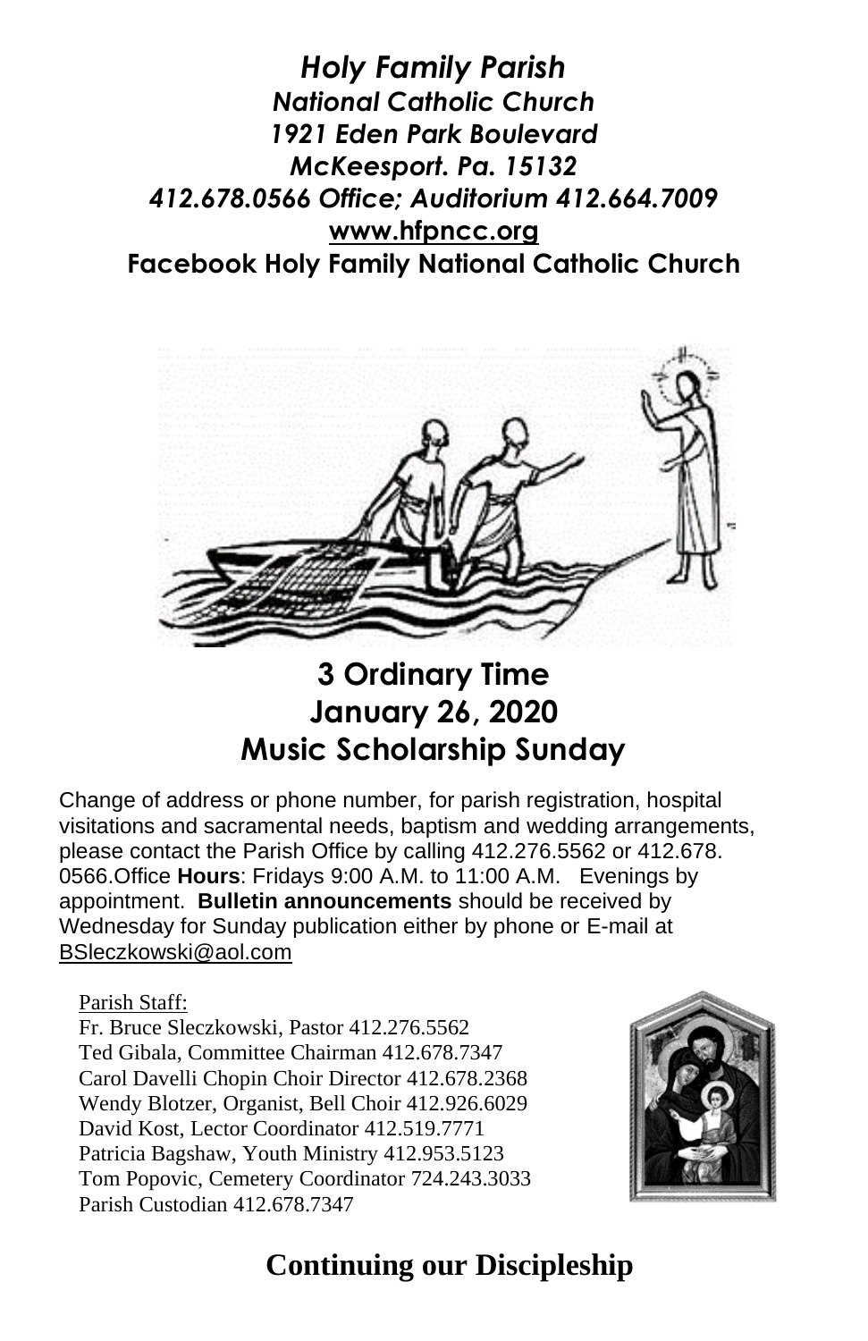***Holy Family Parish***
***National Catholic Church***
***1921 Eden Park Boulevard***
***McKeesport. Pa. 15132***
***412.678.0566 Office; Auditorium 412.664.7009***
**www.hfpncc.org**
**Facebook Holy Family National Catholic Church**

# 3 Ordinary Time
# January 26, 2020
# Music Scholarship Sunday

Change of address or phone number, for parish registration, hospital visitations and sacramental needs, baptism and wedding arrangements, please contact the Parish Office by calling 412.276.5562 or 412.678. 0566.Office **Hours**: Fridays 9:00 A.M. to 11:00 A.M. Evenings by appointment. **Bulletin announcements** should be received by Wednesday for Sunday publication either by phone or E-mail at BSleczkowski@aol.com

Parish Staff:
Fr. Bruce Sleczkowski, Pastor 412.276.5562
Ted Gibala, Committee Chairman 412.678.7347
Carol Davelli Chopin Choir Director 412.678.2368
Wendy Blotzer, Organist, Bell Choir 412.926.6029
David Kost, Lector Coordinator 412.519.7771
Patricia Bagshaw, Youth Ministry 412.953.5123
Tom Popovic, Cemetery Coordinator 724.243.3033
Parish Custodian 412.678.7347

## Continuing our Discipleship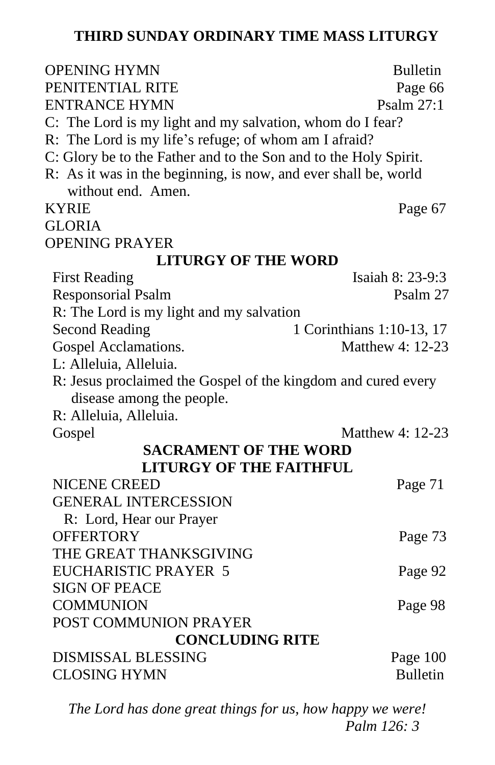## THIRD SUNDAY ORDINARY TIME MASS LITURGY

| | |
|---|---|
| OPENING HYMN | Bulletin |
| PENITENTIAL RITE | Page 66 |
| ENTRANCE HYMN | Psalm 27:1 |

C: The Lord is my light and my salvation, whom do I fear?
R: The Lord is my life's refuge; of whom am I afraid?
C: Glory be to the Father and to the Son and to the Holy Spirit.
R: As it was in the beginning, is now, and ever shall be, world without end. Amen.

| | |
|---|---|
| KYRIE | Page 67 |
| GLORIA | |
| OPENING PRAYER | |

### LITURGY OF THE WORD

| | |
|---|---|
| First Reading | Isaiah 8: 23-9:3 |
| Responsorial Psalm | Psalm 27 |

R: The Lord is my light and my salvation

| | |
|---|---|
| Second Reading | 1 Corinthians 1:10-13, 17 |
| Gospel Acclamations. | Matthew 4: 12-23 |

L: Alleluia, Alleluia.
R: Jesus proclaimed the Gospel of the kingdom and cured every disease among the people.
R: Alleluia, Alleluia.

| | |
|---|---|
| Gospel | Matthew 4: 12-23 |

### SACRAMENT OF THE WORD
### LITURGY OF THE FAITHFUL

| | |
|---|---|
| NICENE CREED | Page 71 |
| GENERAL INTERCESSION | |

R: Lord, Hear our Prayer

| | |
|---|---|
| OFFERTORY | Page 73 |
| THE GREAT THANKSGIVING | |
| EUCHARISTIC PRAYER 5 | Page 92 |
| SIGN OF PEACE | |
| COMMUNION | Page 98 |
| POST COMMUNION PRAYER | |

### CONCLUDING RITE

| | |
|---|---|
| DISMISSAL BLESSING | Page 100 |
| CLOSING HYMN | Bulletin |

*The Lord has done great things for us, how happy we were!*
*Palm 126: 3*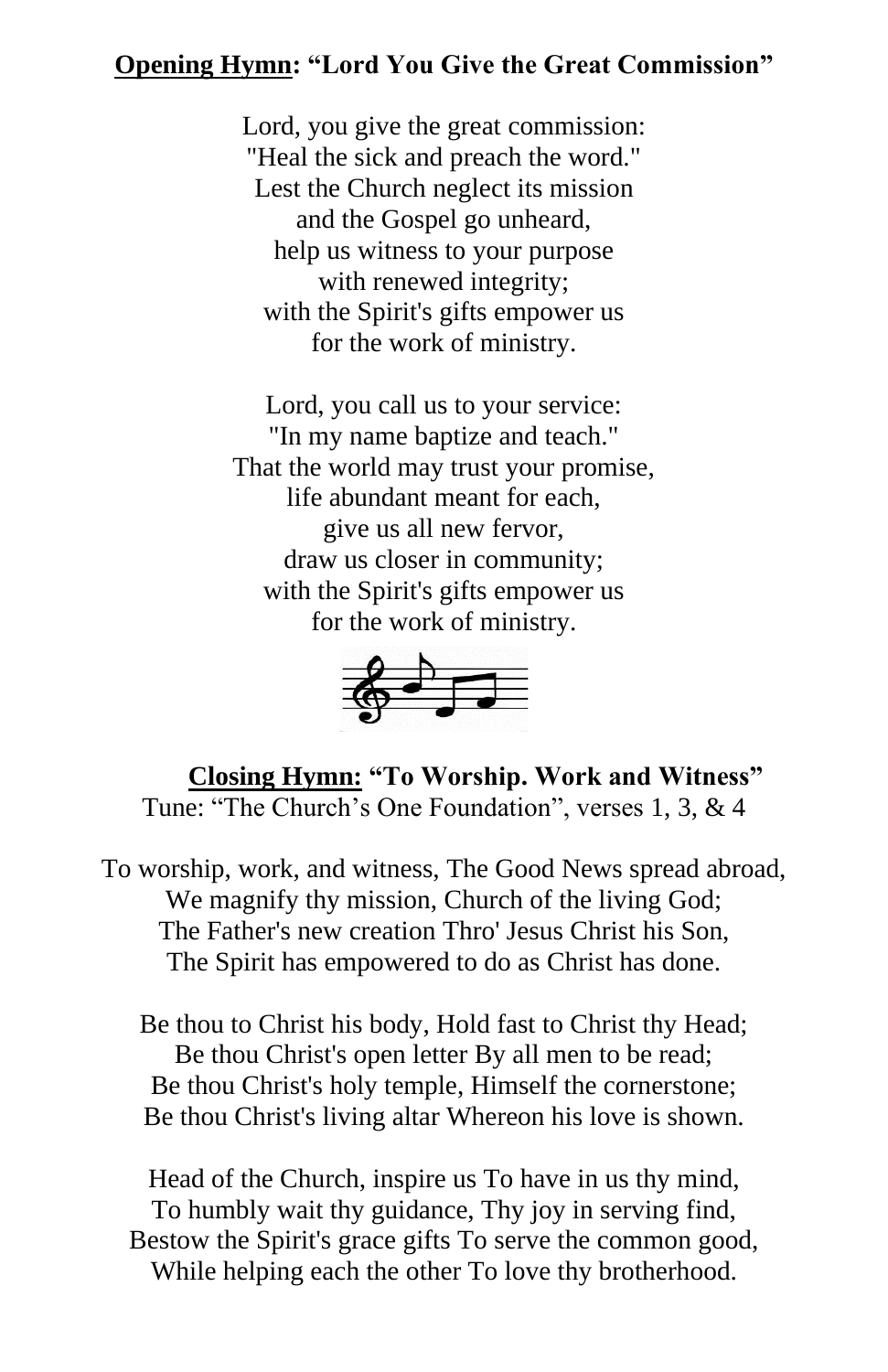**<u>Opening Hymn</u>: "Lord You Give the Great Commission"**

Lord, you give the great commission:
"Heal the sick and preach the word."
Lest the Church neglect its mission
and the Gospel go unheard,
help us witness to your purpose
with renewed integrity;
with the Spirit's gifts empower us
for the work of ministry.

Lord, you call us to your service:
"In my name baptize and teach."
That the world may trust your promise,
life abundant meant for each,
give us all new fervor,
draw us closer in community;
with the Spirit's gifts empower us
for the work of ministry.

**<u>Closing Hymn:</u> "To Worship. Work and Witness"**
Tune: "The Church's One Foundation", verses 1, 3, & 4

To worship, work, and witness, The Good News spread abroad,
We magnify thy mission, Church of the living God;
The Father's new creation Thro' Jesus Christ his Son,
The Spirit has empowered to do as Christ has done.

Be thou to Christ his body, Hold fast to Christ thy Head;
Be thou Christ's open letter By all men to be read;
Be thou Christ's holy temple, Himself the cornerstone;
Be thou Christ's living altar Whereon his love is shown.

Head of the Church, inspire us To have in us thy mind,
To humbly wait thy guidance, Thy joy in serving find,
Bestow the Spirit's grace gifts To serve the common good,
While helping each the other To love thy brotherhood.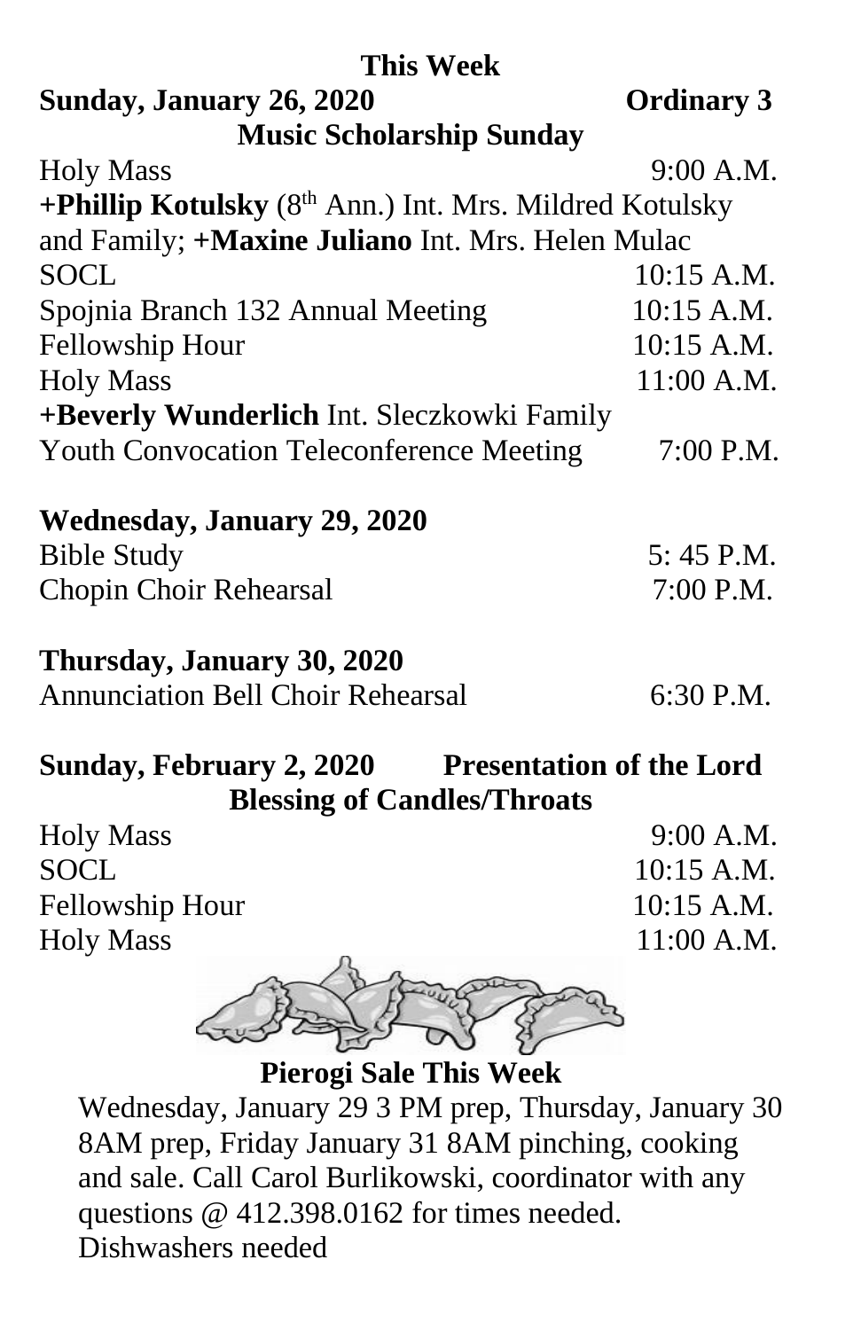## This Week

**Sunday, January 26, 2020** **Ordinary 3**

**Music Scholarship Sunday**

Holy Mass 9:00 A.M.

**+Phillip Kotulsky** (8th Ann.) Int. Mrs. Mildred Kotulsky and Family; **+Maxine Juliano** Int. Mrs. Helen Mulac

SOCL 10:15 A.M.

Spojnia Branch 132 Annual Meeting 10:15 A.M.

Fellowship Hour 10:15 A.M.

Holy Mass 11:00 A.M.

**+Beverly Wunderlich** Int. Sleczkowki Family

Youth Convocation Teleconference Meeting 7:00 P.M.

**Wednesday, January 29, 2020**

Bible Study 5: 45 P.M.

Chopin Choir Rehearsal 7:00 P.M.

**Thursday, January 30, 2020**

Annunciation Bell Choir Rehearsal 6:30 P.M.

**Sunday, February 2, 2020** **Presentation of the Lord**

**Blessing of Candles/Throats**

Holy Mass 9:00 A.M.

SOCL 10:15 A.M.

Fellowship Hour 10:15 A.M.

Holy Mass 11:00 A.M.

**Pierogi Sale This Week**

Wednesday, January 29 3 PM prep, Thursday, January 30 8AM prep, Friday January 31 8AM pinching, cooking and sale. Call Carol Burlikowski, coordinator with any questions @ 412.398.0162 for times needed. Dishwashers needed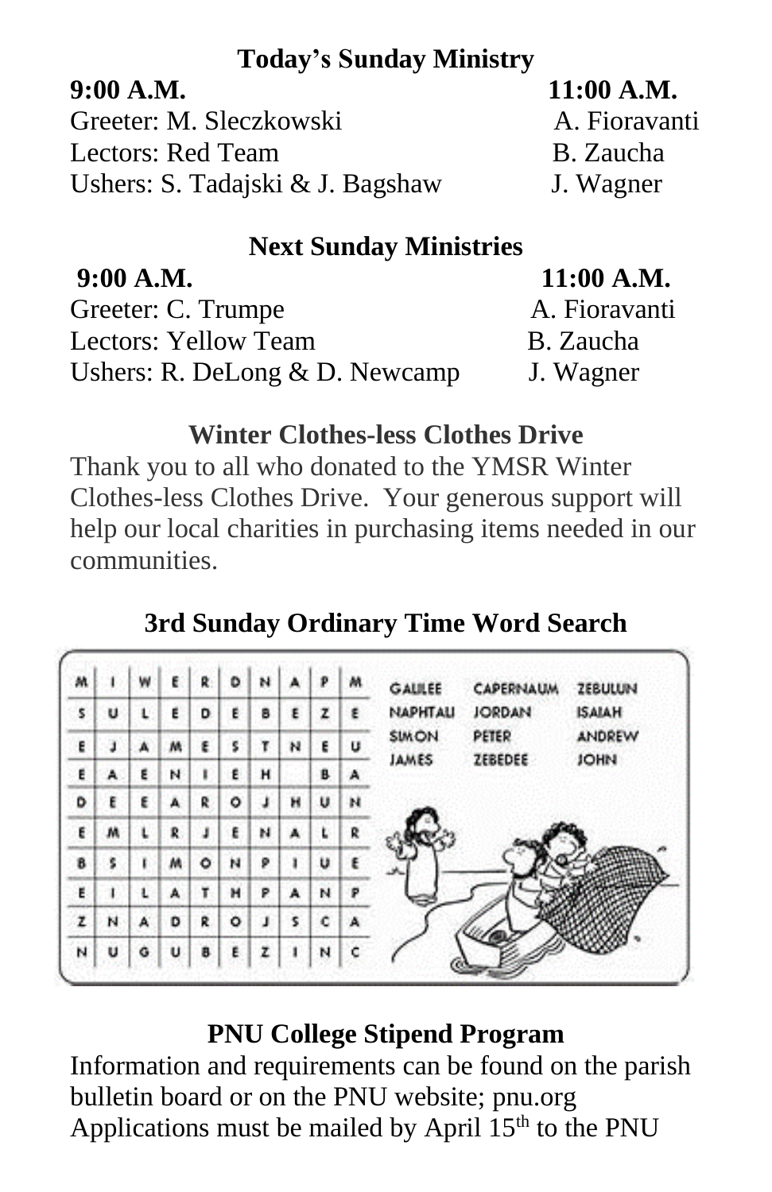**Today's Sunday Ministry**

| | 9:00 A.M. | 11:00 A.M. |
|---|---|---|
| Greeter: | M. Sleczkowski | A. Fioravanti |
| Lectors: | Red Team | B. Zaucha |
| Ushers: | S. Tadajski & J. Bagshaw | J. Wagner |

**Next Sunday Ministries**

| | 9:00 A.M. | 11:00 A.M. |
|---|---|---|
| Greeter: | C. Trumpe | A. Fioravanti |
| Lectors: | Yellow Team | B. Zaucha |
| Ushers: | R. DeLong & D. Newcamp | J. Wagner |

## Winter Clothes-less Clothes Drive

Thank you to all who donated to the YMSR Winter Clothes-less Clothes Drive. Your generous support will help our local charities in purchasing items needed in our communities.

## 3rd Sunday Ordinary Time Word Search

| | | | | | | | | | |
|---|---|---|---|---|---|---|---|---|---|
| M | I | W | E | R | D | N | A | P | M |
| S | U | L | E | D | E | B | E | Z | E |
| E | J | A | M | E | S | T | N | E | U |
| E | A | E | N | I | E | H | | B | A |
| D | E | E | A | R | O | J | H | U | N |
| E | M | L | R | J | E | N | A | L | R |
| B | S | I | M | O | N | P | I | U | E |
| E | I | L | A | T | H | P | A | N | P |
| Z | N | A | D | R | O | J | S | C | A |
| N | U | G | U | B | E | Z | I | N | C |

| | | |
|---|---|---|
| GALILEE | CAPERNAUM | ZEBULUN |
| NAPHTALI | JORDAN | ISAIAH |
| SIMON | PETER | ANDREW |
| JAMES | ZEBEDEE | JOHN |

## PNU College Stipend Program

Information and requirements can be found on the parish bulletin board or on the PNU website; pnu.org
Applications must be mailed by April 15th to the PNU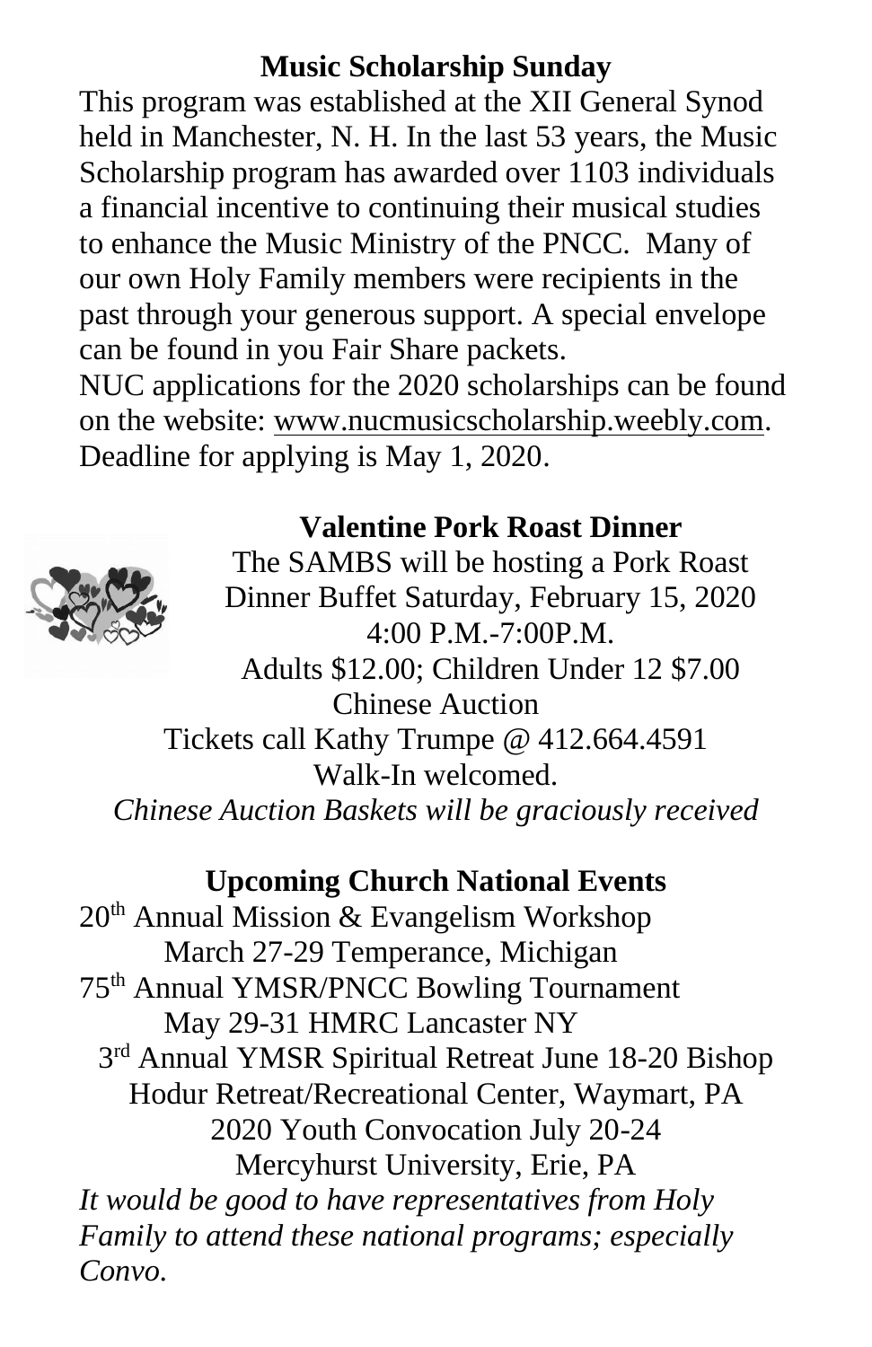## Music Scholarship Sunday

This program was established at the XII General Synod held in Manchester, N. H. In the last 53 years, the Music Scholarship program has awarded over 1103 individuals a financial incentive to continuing their musical studies to enhance the Music Ministry of the PNCC. Many of our own Holy Family members were recipients in the past through your generous support. A special envelope can be found in you Fair Share packets.

NUC applications for the 2020 scholarships can be found on the website: www.nucmusicscholarship.weebly.com. Deadline for applying is May 1, 2020.

## Valentine Pork Roast Dinner

The SAMBS will be hosting a Pork Roast Dinner Buffet Saturday, February 15, 2020

4:00 P.M.-7:00P.M.

Adults $12.00; Children Under 12 $7.00

Chinese Auction

Tickets call Kathy Trumpe @ 412.664.4591

Walk-In welcomed.

*Chinese Auction Baskets will be graciously received*

## Upcoming Church National Events

20th Annual Mission & Evangelism Workshop
March 27-29 Temperance, Michigan

75th Annual YMSR/PNCC Bowling Tournament
May 29-31 HMRC Lancaster NY

3rd Annual YMSR Spiritual Retreat June 18-20 Bishop Hodur Retreat/Recreational Center, Waymart, PA

2020 Youth Convocation July 20-24
Mercyhurst University, Erie, PA

*It would be good to have representatives from Holy Family to attend these national programs; especially Convo.*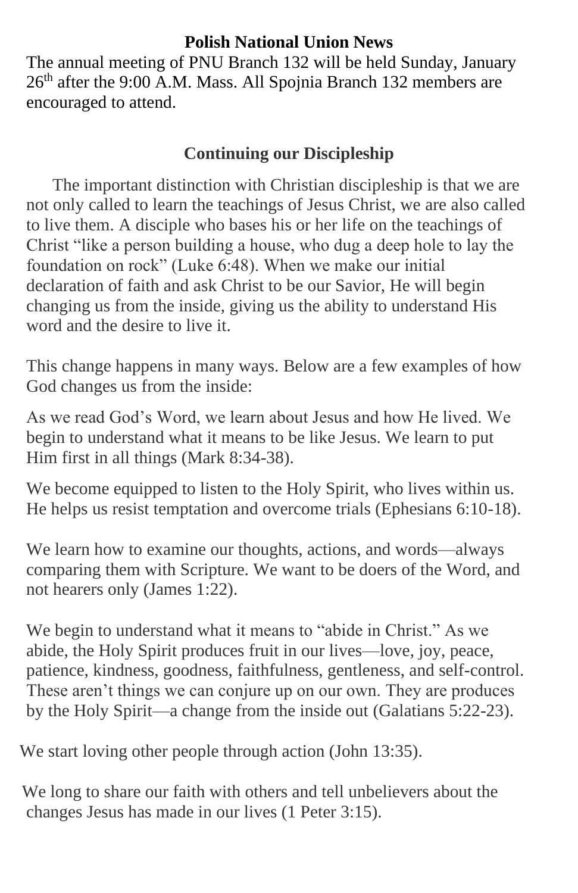## Polish National Union News

The annual meeting of PNU Branch 132 will be held Sunday, January 26th after the 9:00 A.M. Mass. All Spojnia Branch 132 members are encouraged to attend.

## Continuing our Discipleship

The important distinction with Christian discipleship is that we are not only called to learn the teachings of Jesus Christ, we are also called to live them. A disciple who bases his or her life on the teachings of Christ "like a person building a house, who dug a deep hole to lay the foundation on rock" (Luke 6:48). When we make our initial declaration of faith and ask Christ to be our Savior, He will begin changing us from the inside, giving us the ability to understand His word and the desire to live it.

This change happens in many ways. Below are a few examples of how God changes us from the inside:

As we read God's Word, we learn about Jesus and how He lived. We begin to understand what it means to be like Jesus. We learn to put Him first in all things (Mark 8:34-38).

We become equipped to listen to the Holy Spirit, who lives within us. He helps us resist temptation and overcome trials (Ephesians 6:10-18).

We learn how to examine our thoughts, actions, and words—always comparing them with Scripture. We want to be doers of the Word, and not hearers only (James 1:22).

We begin to understand what it means to "abide in Christ." As we abide, the Holy Spirit produces fruit in our lives—love, joy, peace, patience, kindness, goodness, faithfulness, gentleness, and self-control. These aren't things we can conjure up on our own. They are produces by the Holy Spirit—a change from the inside out (Galatians 5:22-23).

We start loving other people through action (John 13:35).

We long to share our faith with others and tell unbelievers about the changes Jesus has made in our lives (1 Peter 3:15).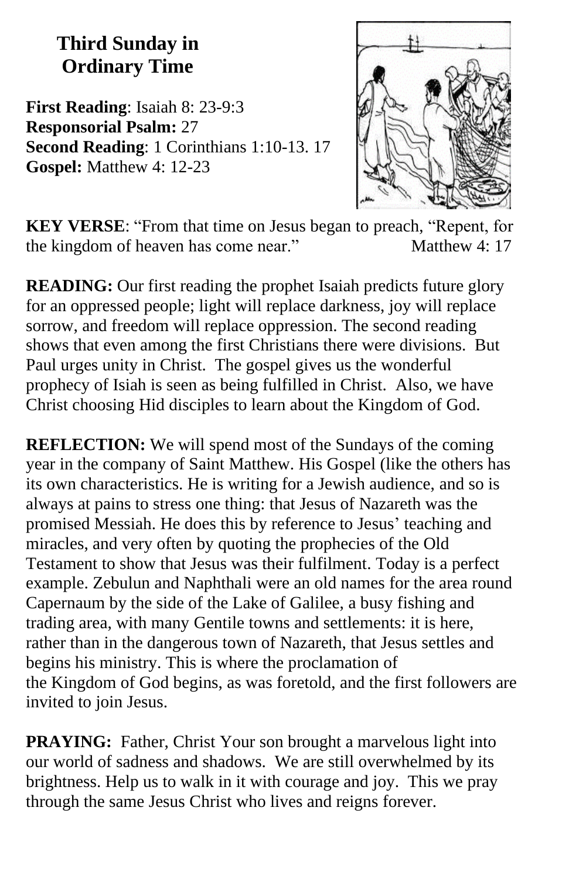## Third Sunday in Ordinary Time

**First Reading**: Isaiah 8: 23-9:3
**Responsorial Psalm:** 27
**Second Reading**: 1 Corinthians 1:10-13. 17
**Gospel:** Matthew 4: 12-23

**KEY VERSE**: "From that time on Jesus began to preach, "Repent, for the kingdom of heaven has come near." Matthew 4: 17

**READING:** Our first reading the prophet Isaiah predicts future glory for an oppressed people; light will replace darkness, joy will replace sorrow, and freedom will replace oppression. The second reading shows that even among the first Christians there were divisions. But Paul urges unity in Christ. The gospel gives us the wonderful prophecy of Isiah is seen as being fulfilled in Christ. Also, we have Christ choosing Hid disciples to learn about the Kingdom of God.

**REFLECTION:** We will spend most of the Sundays of the coming year in the company of Saint Matthew. His Gospel (like the others has its own characteristics. He is writing for a Jewish audience, and so is always at pains to stress one thing: that Jesus of Nazareth was the promised Messiah. He does this by reference to Jesus' teaching and miracles, and very often by quoting the prophecies of the Old Testament to show that Jesus was their fulfilment. Today is a perfect example. Zebulun and Naphthali were an old names for the area round Capernaum by the side of the Lake of Galilee, a busy fishing and trading area, with many Gentile towns and settlements: it is here, rather than in the dangerous town of Nazareth, that Jesus settles and begins his ministry. This is where the proclamation of the Kingdom of God begins, as was foretold, and the first followers are invited to join Jesus.

**PRAYING:** Father, Christ Your son brought a marvelous light into our world of sadness and shadows. We are still overwhelmed by its brightness. Help us to walk in it with courage and joy. This we pray through the same Jesus Christ who lives and reigns forever.